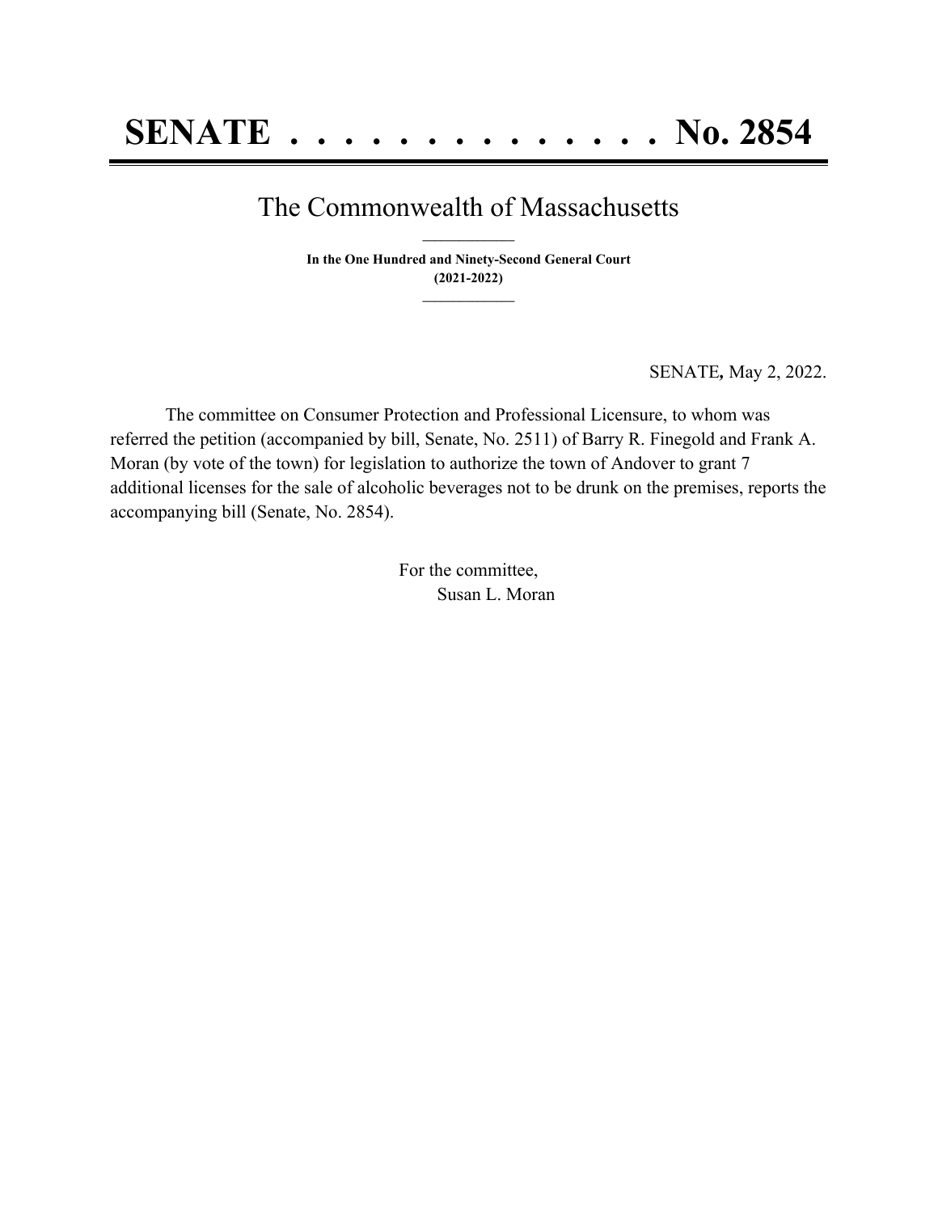# SENATE . . . . . . . . . . . . . . No. 2854

## The Commonwealth of Massachusetts

**In the One Hundred and Ninety-Second General Court**
**(2021-2022)**

SENATE, May 2, 2022.

The committee on Consumer Protection and Professional Licensure, to whom was referred the petition (accompanied by bill, Senate, No. 2511) of Barry R. Finegold and Frank A. Moran (by vote of the town) for legislation to authorize the town of Andover to grant 7 additional licenses for the sale of alcoholic beverages not to be drunk on the premises, reports the accompanying bill (Senate, No. 2854).

For the committee,
Susan L. Moran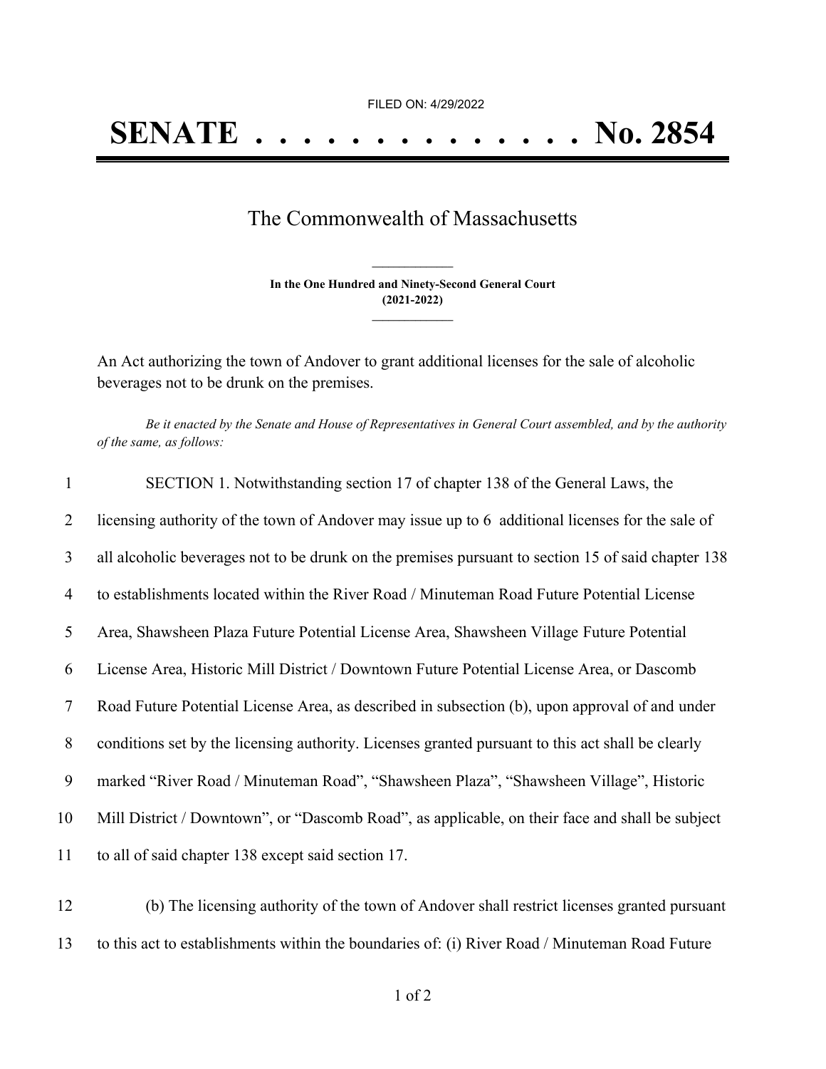FILED ON: 4/29/2022

# SENATE . . . . . . . . . . . . . . No. 2854

## The Commonwealth of Massachusetts

**In the One Hundred and Ninety-Second General Court**
**(2021-2022)**

An Act authorizing the town of Andover to grant additional licenses for the sale of alcoholic beverages not to be drunk on the premises.

*Be it enacted by the Senate and House of Representatives in General Court assembled, and by the authority of the same, as follows:*

SECTION 1. Notwithstanding section 17 of chapter 138 of the General Laws, the licensing authority of the town of Andover may issue up to 6 additional licenses for the sale of all alcoholic beverages not to be drunk on the premises pursuant to section 15 of said chapter 138 to establishments located within the River Road / Minuteman Road Future Potential License Area, Shawsheen Plaza Future Potential License Area, Shawsheen Village Future Potential License Area, Historic Mill District / Downtown Future Potential License Area, or Dascomb Road Future Potential License Area, as described in subsection (b), upon approval of and under conditions set by the licensing authority. Licenses granted pursuant to this act shall be clearly marked "River Road / Minuteman Road", "Shawsheen Plaza", "Shawsheen Village", Historic Mill District / Downtown", or "Dascomb Road", as applicable, on their face and shall be subject to all of said chapter 138 except said section 17.

(b) The licensing authority of the town of Andover shall restrict licenses granted pursuant to this act to establishments within the boundaries of: (i) River Road / Minuteman Road Future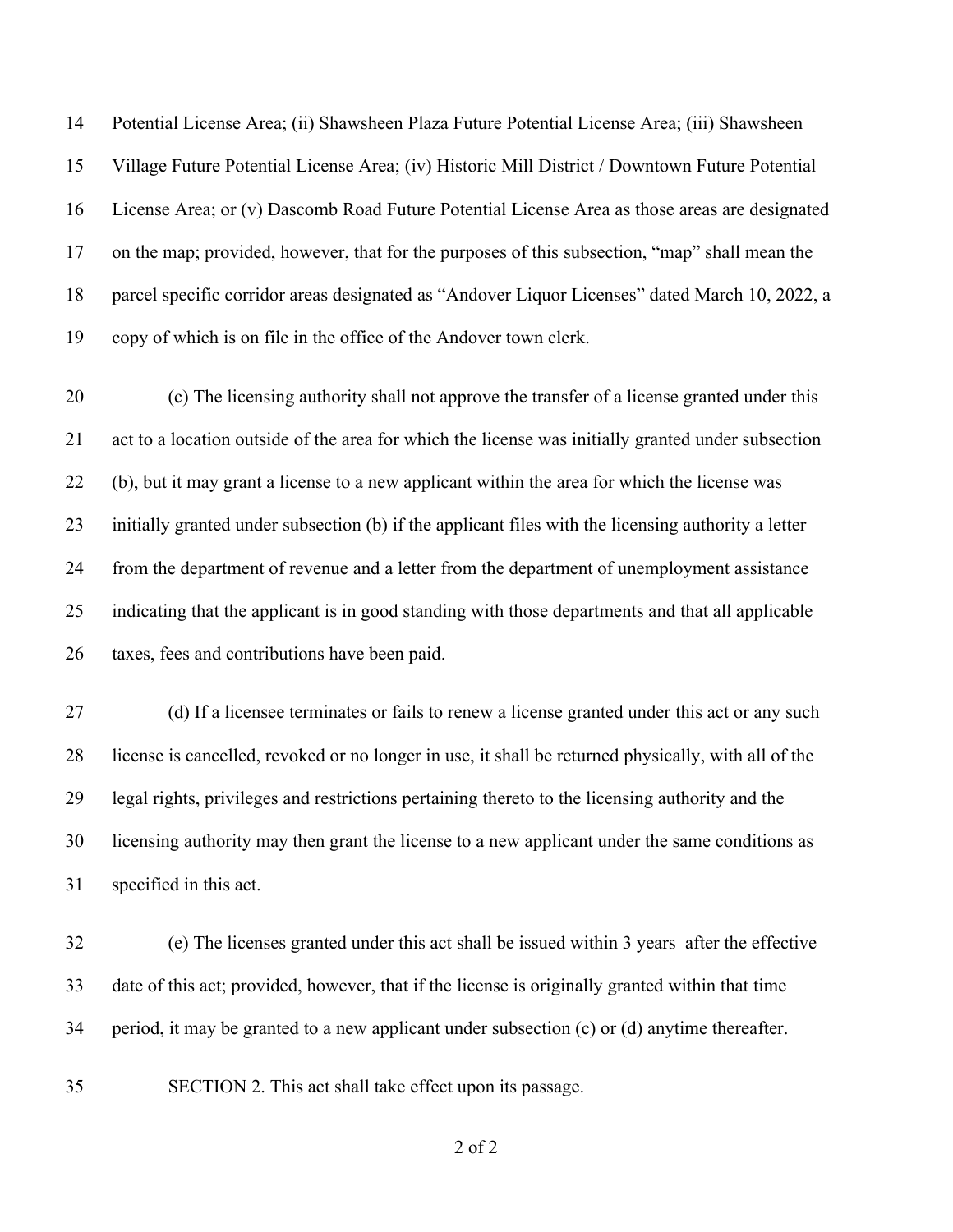Potential License Area; (ii) Shawsheen Plaza Future Potential License Area; (iii) Shawsheen Village Future Potential License Area; (iv) Historic Mill District / Downtown Future Potential License Area; or (v) Dascomb Road Future Potential License Area as those areas are designated on the map; provided, however, that for the purposes of this subsection, "map" shall mean the parcel specific corridor areas designated as "Andover Liquor Licenses" dated March 10, 2022, a copy of which is on file in the office of the Andover town clerk.

(c) The licensing authority shall not approve the transfer of a license granted under this act to a location outside of the area for which the license was initially granted under subsection (b), but it may grant a license to a new applicant within the area for which the license was initially granted under subsection (b) if the applicant files with the licensing authority a letter from the department of revenue and a letter from the department of unemployment assistance indicating that the applicant is in good standing with those departments and that all applicable taxes, fees and contributions have been paid.

(d) If a licensee terminates or fails to renew a license granted under this act or any such license is cancelled, revoked or no longer in use, it shall be returned physically, with all of the legal rights, privileges and restrictions pertaining thereto to the licensing authority and the licensing authority may then grant the license to a new applicant under the same conditions as specified in this act.

(e) The licenses granted under this act shall be issued within 3 years after the effective date of this act; provided, however, that if the license is originally granted within that time period, it may be granted to a new applicant under subsection (c) or (d) anytime thereafter.

SECTION 2. This act shall take effect upon its passage.